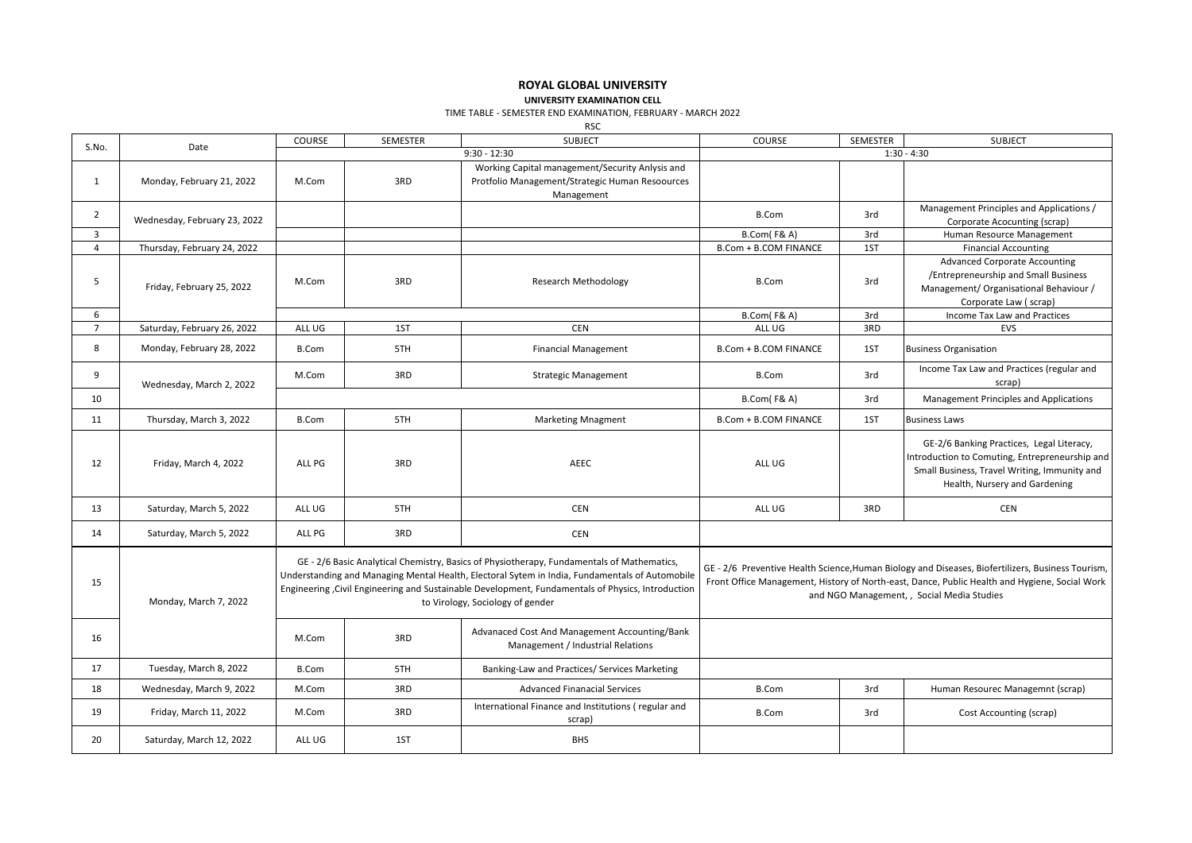# ROYAL GLOBAL UNIVERSITY

**UNIVERSITY EXAMINATION CELL**

TIME TABLE - SEMESTER END EXAMINATION, FEBRUARY - MARCH 2022

RSC

| S.No. | Date | COURSE | SEMESTER | SUBJECT | COURSE | SEMESTER | SUBJECT |
|---|---|---|---|---|---|---|---|
| | | 9:30 - 12:30 | | | 1:30 - 4:30 | | |
| 1 | Monday, February 21, 2022 | M.Com | 3RD | Working Capital management/Security Anlysis and Protfolio Management/Strategic Human Resoources Management | | | |
| 2 | Wednesday, February 23, 2022 | | | | B.Com | 3rd | Management Principles and Applications / Corporate Acocunting (scrap) |
| 3 | | | | | B.Com( F& A) | 3rd | Human Resource Management |
| 4 | Thursday, February 24, 2022 | | | | B.Com + B.COM FINANCE | 1ST | Financial Accounting |
| 5 | Friday, February 25, 2022 | M.Com | 3RD | Research Methodology | B.Com | 3rd | Advanced Corporate Accounting /Entrepreneurship and Small Business Management/ Organisational Behaviour / Corporate Law ( scrap) |
| 6 | | | | | B.Com( F& A) | 3rd | Income Tax Law and Practices |
| 7 | Saturday, February 26, 2022 | ALL UG | 1ST | CEN | ALL UG | 3RD | EVS |
| 8 | Monday, February 28, 2022 | B.Com | 5TH | Financial Management | B.Com + B.COM FINANCE | 1ST | Business Organisation |
| 9 | Wednesday, March 2, 2022 | M.Com | 3RD | Strategic Management | B.Com | 3rd | Income Tax Law and Practices (regular and scrap) |
| 10 | | | | | B.Com( F& A) | 3rd | Management Principles and Applications |
| 11 | Thursday, March 3, 2022 | B.Com | 5TH | Marketing Mnagment | B.Com + B.COM FINANCE | 1ST | Business Laws |
| 12 | Friday, March 4, 2022 | ALL PG | 3RD | AEEC | ALL UG | | GE-2/6 Banking Practices, Legal Literacy, Introduction to Comuting, Entrepreneurship and Small Business, Travel Writing, Immunity and Health, Nursery and Gardening |
| 13 | Saturday, March 5, 2022 | ALL UG | 5TH | CEN | ALL UG | 3RD | CEN |
| 14 | Saturday, March 5, 2022 | ALL PG | 3RD | CEN | | | |
| 15 | Monday, March 7, 2022 | GE - 2/6 Basic Analytical Chemistry, Basics of Physiotherapy, Fundamentals of Mathematics, Understanding and Managing Mental Health, Electoral Sytem in India, Fundamentals of Automobile Engineering ,Civil Engineering and Sustainable Development, Fundamentals of Physics, Introduction to Virology, Sociology of gender | | | GE - 2/6 Preventive Health Science,Human Biology and Diseases, Biofertilizers, Business Tourism, Front Office Management, History of North-east, Dance, Public Health and Hygiene, Social Work and NGO Management, , Social Media Studies | | |
| 16 | | M.Com | 3RD | Advanaced Cost And Management Accounting/Bank Management / Industrial Relations | | | |
| 17 | Tuesday, March 8, 2022 | B.Com | 5TH | Banking-Law and Practices/ Services Marketing | | | |
| 18 | Wednesday, March 9, 2022 | M.Com | 3RD | Advanced Finanacial Services | B.Com | 3rd | Human Resourec Managemnt (scrap) |
| 19 | Friday, March 11, 2022 | M.Com | 3RD | International Finance and Institutions ( regular and scrap) | B.Com | 3rd | Cost Accounting (scrap) |
| 20 | Saturday, March 12, 2022 | ALL UG | 1ST | BHS | | | |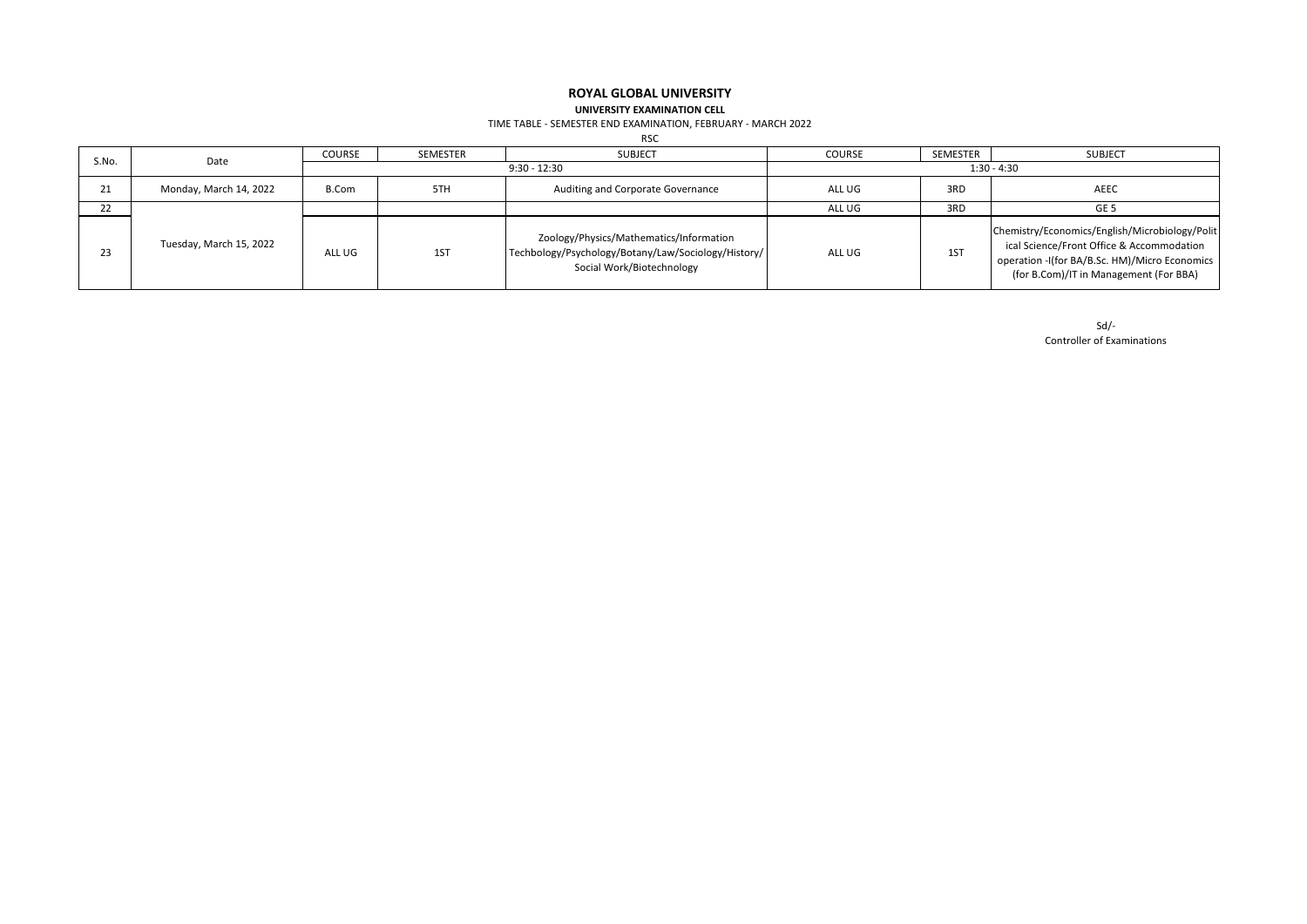**ROYAL GLOBAL UNIVERSITY**

**UNIVERSITY EXAMINATION CELL**

TIME TABLE - SEMESTER END EXAMINATION, FEBRUARY - MARCH 2022

RSC

| S.No. | Date | COURSE | SEMESTER | SUBJECT | COURSE | SEMESTER | SUBJECT |
|---|---|---|---|---|---|---|---|
| | | 9:30 - 12:30 | | | 1:30 - 4:30 | | |
| 21 | Monday, March 14, 2022 | B.Com | 5TH | Auditing and Corporate Governance | ALL UG | 3RD | AEEC |
| 22 | | | | | ALL UG | 3RD | GE 5 |
| 23 | Tuesday, March 15, 2022 | ALL UG | 1ST | Zoology/Physics/Mathematics/Information Techbology/Psychology/Botany/Law/Sociology/History/ Social Work/Biotechnology | ALL UG | 1ST | Chemistry/Economics/English/Microbiology/Political Science/Front Office & Accommodation operation -I(for BA/B.Sc. HM)/Micro Economics (for B.Com)/IT in Management (For BBA) |

Sd/-

Controller of Examinations